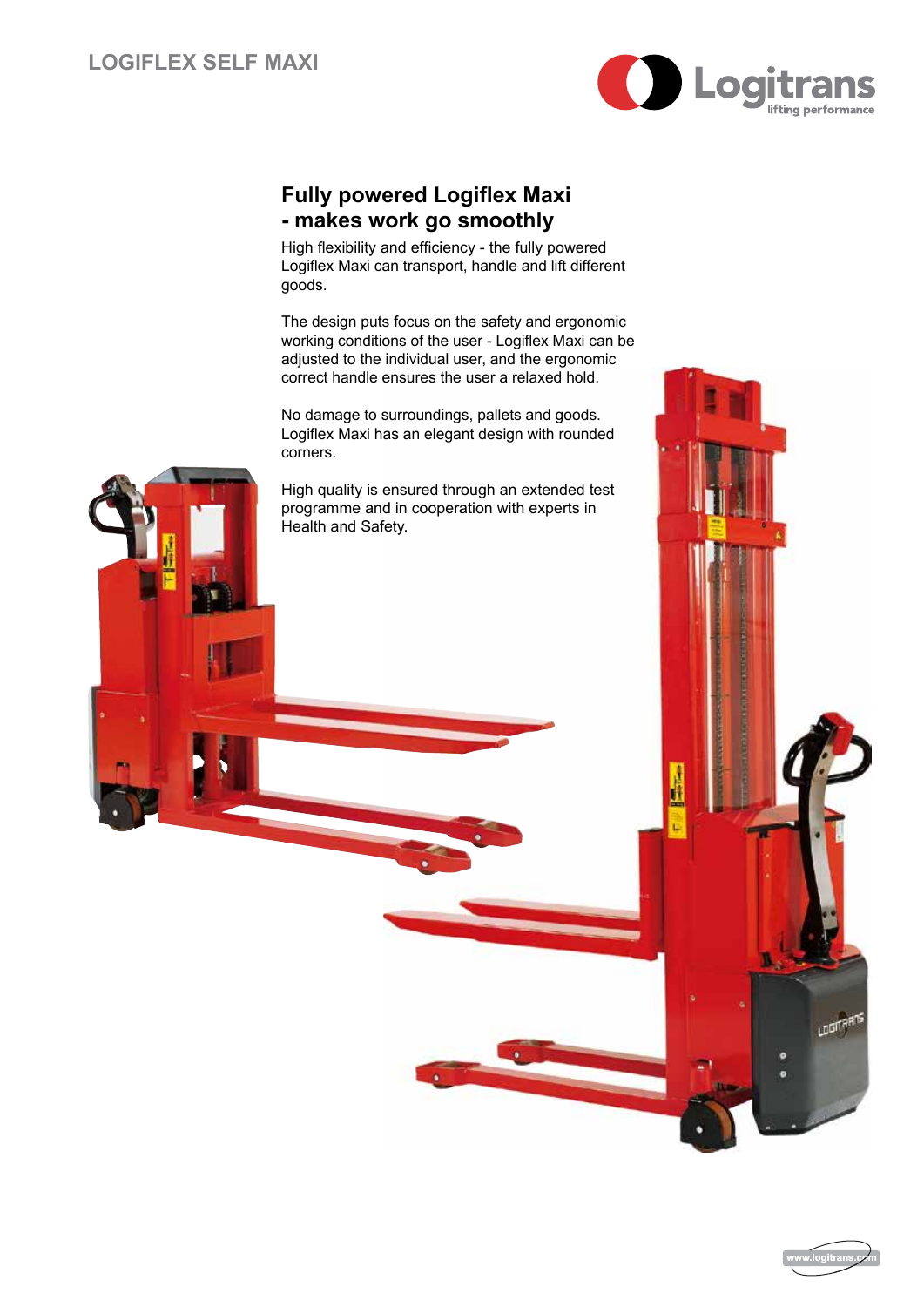# LOGIFLEX SELF MAXI

## Fully powered Logiflex Maxi - makes work go smoothly

High flexibility and efficiency - the fully powered Logiflex Maxi can transport, handle and lift different goods.

The design puts focus on the safety and ergonomic working conditions of the user - Logiflex Maxi can be adjusted to the individual user, and the ergonomic correct handle ensures the user a relaxed hold.

No damage to surroundings, pallets and goods. Logiflex Maxi has an elegant design with rounded corners.

High quality is ensured through an extended test programme and in cooperation with experts in Health and Safety.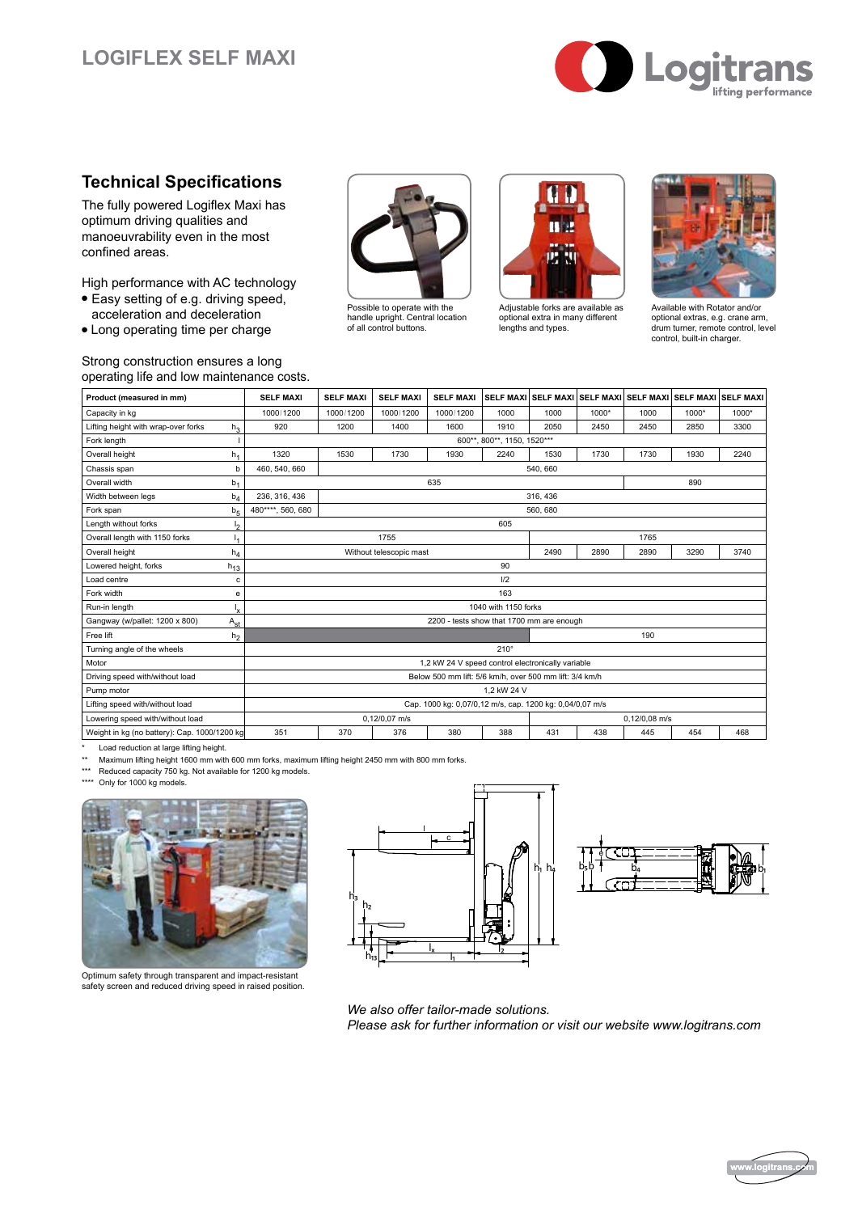## LOGIFLEX SELF MAXI

## Technical Specifications

The fully powered Logiflex Maxi has optimum driving qualities and manoeuvrability even in the most confined areas.

High performance with AC technology

- Easy setting of e.g. driving speed, acceleration and deceleration
- Long operating time per charge

Strong construction ensures a long operating life and low maintenance costs.

Possible to operate with the handle upright. Central location of all control buttons.

Adjustable forks are available as optional extra in many different lengths and types.

Available with Rotator and/or optional extras, e.g. crane arm, drum turner, remote control, level control, built-in charger.

| Product (measured in mm) | | SELF MAXI | SELF MAXI | SELF MAXI | SELF MAXI | SELF MAXI | SELF MAXI | SELF MAXI | SELF MAXI | SELF MAXI | SELF MAXI |
|---|---|---|---|---|---|---|---|---|---|---|---|
| Capacity in kg | | 1000/1200 | 1000/1200 | 1000/1200 | 1000/1200 | 1000 | 1000 | 1000* | 1000 | 1000* | 1000* |
| Lifting height with wrap-over forks | $h_3$ | 920 | 1200 | 1400 | 1600 | 1910 | 2050 | 2450 | 2450 | 2850 | 3300 |
| Fork length | l | 600**, 800**, 1150, 1520*** | | | | | | | | | |
| Overall height | $h_1$ | 1320 | 1530 | 1730 | 1930 | 2240 | 1530 | 1730 | 1730 | 1930 | 2240 |
| Chassis span | b | 460, 540, 660 | 540, 660 | | | | | | | | |
| Overall width | $b_1$ | 635 | | | | | | | 890 | | |
| Width between legs | $b_4$ | 236, 316, 436 | 316, 436 | | | | | | | | |
| Fork span | $b_5$ | 480****, 560, 680 | 560, 680 | | | | | | | | |
| Length without forks | $l_2$ | 605 | | | | | | | | | |
| Overall length with 1150 forks | $l_1$ | 1755 | | | | | 1765 | | | | |
| Overall height | $h_4$ | Without telescopic mast | | | | | 2490 | 2890 | 2890 | 3290 | 3740 |
| Lowered height, forks | $h_{13}$ | 90 | | | | | | | | | |
| Load centre | c | l/2 | | | | | | | | | |
| Fork width | e | 163 | | | | | | | | | |
| Run-in length | $l_x$ | 1040 with 1150 forks | | | | | | | | | |
| Gangway (w/pallet: 1200 x 800) | $A_{st}$ | 2200 - tests show that 1700 mm are enough | | | | | | | | | |
| Free lift | $h_2$ | | | | | | 190 | | | | |
| Turning angle of the wheels | | 210° | | | | | | | | | |
| Motor | | 1,2 kW 24 V speed control electronically variable | | | | | | | | | |
| Driving speed with/without load | | Below 500 mm lift: 5/6 km/h, over 500 mm lift: 3/4 km/h | | | | | | | | | |
| Pump motor | | 1,2 kW 24 V | | | | | | | | | |
| Lifting speed with/without load | | Cap. 1000 kg: 0,07/0,12 m/s, cap. 1200 kg: 0,04/0,07 m/s | | | | | | | | | |
| Lowering speed with/without load | | 0,12/0,07 m/s | | | | | 0,12/0,08 m/s | | | | |
| Weight in kg (no battery): Cap. 1000/1200 kg | | 351 | 370 | 376 | 380 | 388 | 431 | 438 | 445 | 454 | 468 |

\* Load reduction at large lifting height.
\** Maximum lifting height 1600 mm with 600 mm forks, maximum lifting height 2450 mm with 800 mm forks.
\*** Reduced capacity 750 kg. Not available for 1200 kg models.
\**** Only for 1000 kg models.

Optimum safety through transparent and impact-resistant safety screen and reduced driving speed in raised position.

*We also offer tailor-made solutions.*
*Please ask for further information or visit our website www.logitrans.com*